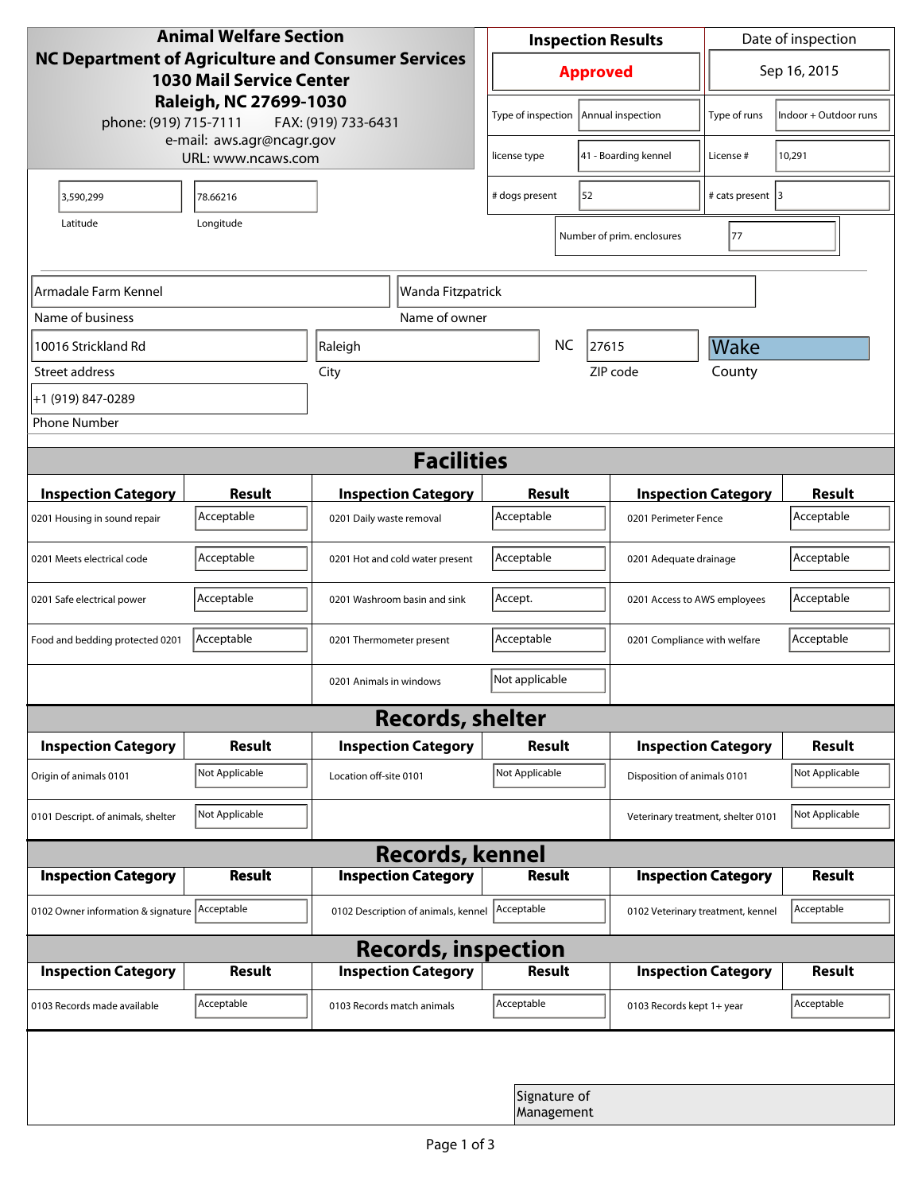**Animal Welfare Section**
**NC Department of Agriculture and Consumer Services**
**1030 Mail Service Center**
**Raleigh, NC 27699-1030**
phone: (919) 715-7111 FAX: (919) 733-6431
e-mail: aws.agr@ncagr.gov
URL: www.ncaws.com

| Inspection Results | Date of inspection |
|---|---|
| **Approved** | Sep 16, 2015 |

| | | | |
|---|---|---|---|
| Type of inspection | Annual inspection | Type of runs | Indoor + Outdoor runs |
| license type | 41 - Boarding kennel | License # | 10,291 |
| # dogs present | 52 | # cats present | 3 |
| Number of prim. enclosures | 77 | | |

| Latitude | Longitude |
|---|---|
| 3,590,299 | 78.66216 |

| Name of business | Name of owner |
|---|---|
| Armadale Farm Kennel | Wanda Fitzpatrick |

| Street address | City | State | ZIP code | County |
|---|---|---|---|---|
| 10016 Strickland Rd | Raleigh | NC | 27615 | Wake |

Phone Number: +1 (919) 847-0289

## Facilities

| Inspection Category | Result | Inspection Category | Result | Inspection Category | Result |
|---|---|---|---|---|---|
| 0201 Housing in sound repair | Acceptable | 0201 Daily waste removal | Acceptable | 0201 Perimeter Fence | Acceptable |
| 0201 Meets electrical code | Acceptable | 0201 Hot and cold water present | Acceptable | 0201 Adequate drainage | Acceptable |
| 0201 Safe electrical power | Acceptable | 0201 Washroom basin and sink | Accept. | 0201 Access to AWS employees | Acceptable |
| Food and bedding protected 0201 | Acceptable | 0201 Thermometer present | Acceptable | 0201 Compliance with welfare | Acceptable |
| | | 0201 Animals in windows | Not applicable | | |

## Records, shelter

| Inspection Category | Result | Inspection Category | Result | Inspection Category | Result |
|---|---|---|---|---|---|
| Origin of animals 0101 | Not Applicable | Location off-site 0101 | Not Applicable | Disposition of animals 0101 | Not Applicable |
| 0101 Descript. of animals, shelter | Not Applicable | | | Veterinary treatment, shelter 0101 | Not Applicable |

## Records, kennel

| Inspection Category | Result | Inspection Category | Result | Inspection Category | Result |
|---|---|---|---|---|---|
| 0102 Owner information & signature | Acceptable | 0102 Description of animals, kennel | Acceptable | 0102 Veterinary treatment, kennel | Acceptable |

## Records, inspection

| Inspection Category | Result | Inspection Category | Result | Inspection Category | Result |
|---|---|---|---|---|---|
| 0103 Records made available | Acceptable | 0103 Records match animals | Acceptable | 0103 Records kept 1+ year | Acceptable |

Signature of Management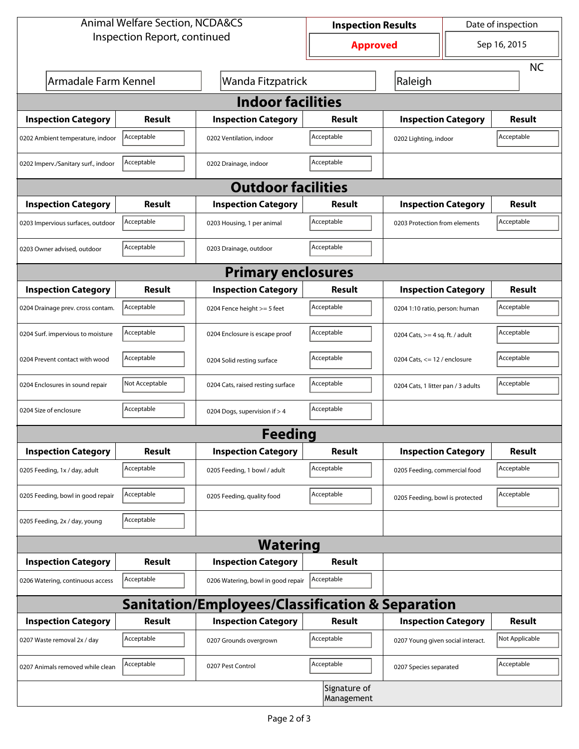Animal Welfare Section, NCDA&CS
Inspection Report, continued

| Inspection Results | Date of inspection |
|---|---|
| **Approved** | Sep 16, 2015 |

| | | | |
|---|---|---|---|
| Armadale Farm Kennel | Wanda Fitzpatrick | Raleigh | NC |

## Indoor facilities

| Inspection Category | Result | Inspection Category | Result | Inspection Category | Result |
|---|---|---|---|---|---|
| 0202 Ambient temperature, indoor | Acceptable | 0202 Ventilation, indoor | Acceptable | 0202 Lighting, indoor | Acceptable |
| 0202 Imperv./Sanitary surf., indoor | Acceptable | 0202 Drainage, indoor | Acceptable | | |

## Outdoor facilities

| Inspection Category | Result | Inspection Category | Result | Inspection Category | Result |
|---|---|---|---|---|---|
| 0203 Impervious surfaces, outdoor | Acceptable | 0203 Housing, 1 per animal | Acceptable | 0203 Protection from elements | Acceptable |
| 0203 Owner advised, outdoor | Acceptable | 0203 Drainage, outdoor | Acceptable | | |

## Primary enclosures

| Inspection Category | Result | Inspection Category | Result | Inspection Category | Result |
|---|---|---|---|---|---|
| 0204 Drainage prev. cross contam. | Acceptable | 0204 Fence height >= 5 feet | Acceptable | 0204 1:10 ratio, person: human | Acceptable |
| 0204 Surf. impervious to moisture | Acceptable | 0204 Enclosure is escape proof | Acceptable | 0204 Cats, >= 4 sq. ft. / adult | Acceptable |
| 0204 Prevent contact with wood | Acceptable | 0204 Solid resting surface | Acceptable | 0204 Cats, <= 12 / enclosure | Acceptable |
| 0204 Enclosures in sound repair | Not Acceptable | 0204 Cats, raised resting surface | Acceptable | 0204 Cats, 1 litter pan / 3 adults | Acceptable |
| 0204 Size of enclosure | Acceptable | 0204 Dogs, supervision if > 4 | Acceptable | | |

## Feeding

| Inspection Category | Result | Inspection Category | Result | Inspection Category | Result |
|---|---|---|---|---|---|
| 0205 Feeding, 1x / day, adult | Acceptable | 0205 Feeding, 1 bowl / adult | Acceptable | 0205 Feeding, commercial food | Acceptable |
| 0205 Feeding, bowl in good repair | Acceptable | 0205 Feeding, quality food | Acceptable | 0205 Feeding, bowl is protected | Acceptable |
| 0205 Feeding, 2x / day, young | Acceptable | | | | |

## Watering

| Inspection Category | Result | Inspection Category | Result |
|---|---|---|---|
| 0206 Watering, continuous access | Acceptable | 0206 Watering, bowl in good repair | Acceptable |

## Sanitation/Employees/Classification & Separation

| Inspection Category | Result | Inspection Category | Result | Inspection Category | Result |
|---|---|---|---|---|---|
| 0207 Waste removal 2x / day | Acceptable | 0207 Grounds overgrown | Acceptable | 0207 Young given social interact. | Not Applicable |
| 0207 Animals removed while clean | Acceptable | 0207 Pest Control | Acceptable | 0207 Species separated | Acceptable |

Signature of Management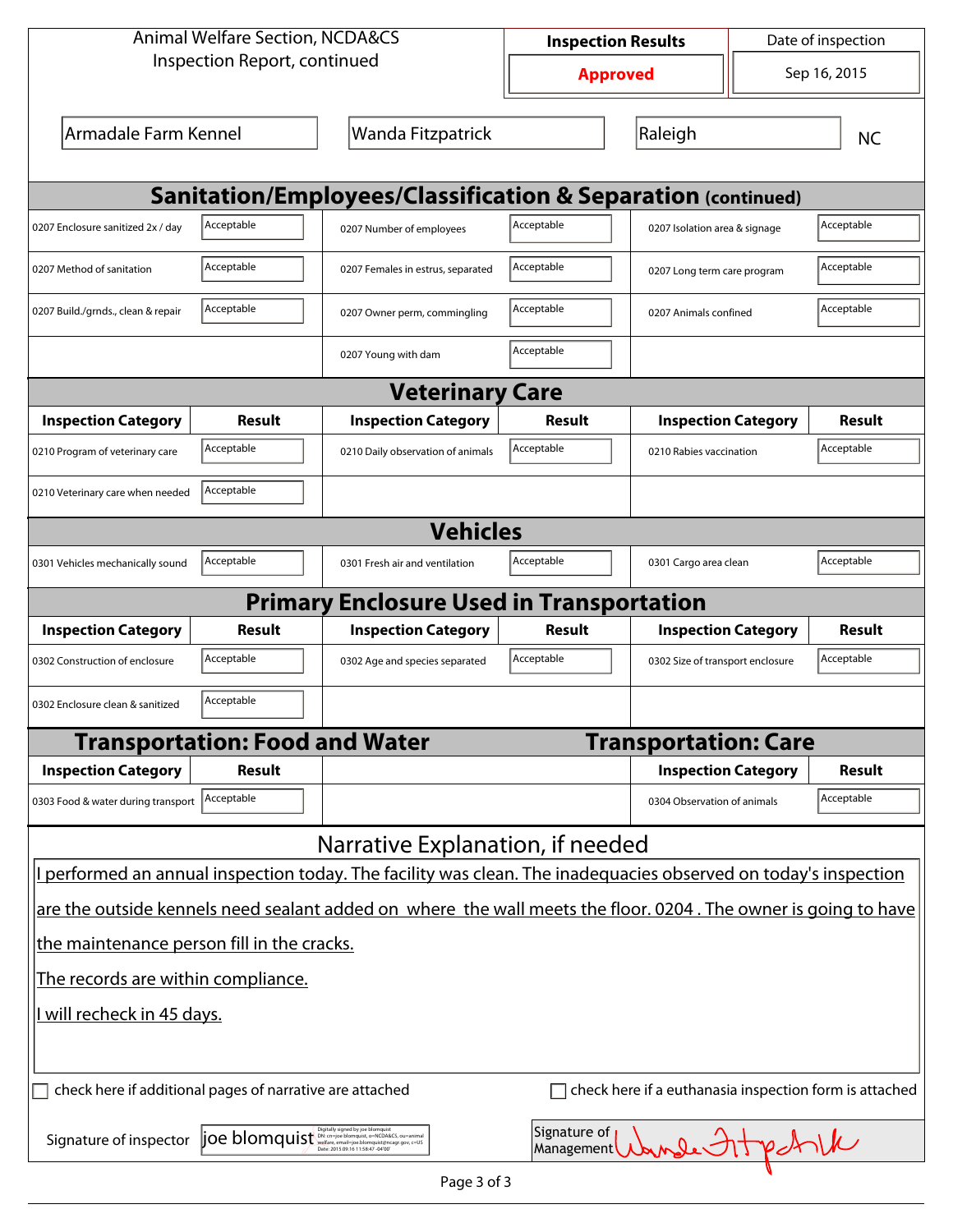Animal Welfare Section, NCDA&CS
Inspection Report, continued

| Inspection Results | Date of inspection |
| --- | --- |
| **Approved** | Sep 16, 2015 |

| | | | |
| --- | --- | --- | --- |
| Armadale Farm Kennel | Wanda Fitzpatrick | Raleigh | NC |

## Sanitation/Employees/Classification & Separation (continued)

| | | | | | |
| --- | --- | --- | --- | --- | --- |
| 0207 Enclosure sanitized 2x / day | Acceptable | 0207 Number of employees | Acceptable | 0207 Isolation area & signage | Acceptable |
| 0207 Method of sanitation | Acceptable | 0207 Females in estrus, separated | Acceptable | 0207 Long term care program | Acceptable |
| 0207 Build./grnds., clean & repair | Acceptable | 0207 Owner perm, commingling | Acceptable | 0207 Animals confined | Acceptable |
| | | 0207 Young with dam | Acceptable | | |

## Veterinary Care

| Inspection Category | Result | Inspection Category | Result | Inspection Category | Result |
| --- | --- | --- | --- | --- | --- |
| 0210 Program of veterinary care | Acceptable | 0210 Daily observation of animals | Acceptable | 0210 Rabies vaccination | Acceptable |
| 0210 Veterinary care when needed | Acceptable | | | | |

## Vehicles

| | | | | | |
| --- | --- | --- | --- | --- | --- |
| 0301 Vehicles mechanically sound | Acceptable | 0301 Fresh air and ventilation | Acceptable | 0301 Cargo area clean | Acceptable |

## Primary Enclosure Used in Transportation

| Inspection Category | Result | Inspection Category | Result | Inspection Category | Result |
| --- | --- | --- | --- | --- | --- |
| 0302 Construction of enclosure | Acceptable | 0302 Age and species separated | Acceptable | 0302 Size of transport enclosure | Acceptable |
| 0302 Enclosure clean & sanitized | Acceptable | | | | |

## Transportation: Food and Water / Transportation: Care

| Inspection Category | Result | | Inspection Category | Result |
| --- | --- | --- | --- | --- |
| 0303 Food & water during transport | Acceptable | | 0304 Observation of animals | Acceptable |

## Narrative Explanation, if needed

I performed an annual inspection today. The facility was clean. The inadequacies observed on today's inspection are the outside kennels need sealant added on where the wall meets the floor. 0204 . The owner is going to have the maintenance person fill in the cracks.

The records are within compliance.

I will recheck in 45 days.

☐ check here if additional pages of narrative are attached

☐ check here if a euthanasia inspection form is attached

Signature of inspector: joe blomquist (Digitally signed by joe blomquist DN: cn=joe blomquist, o=NCDA&CS, ou=animal welfare, email=joe.blomquist@ncagr.gov, c=US Date: 2015.09.16 11:58:47 -04'00')

Signature of Management: Wanda Fitzpatrick